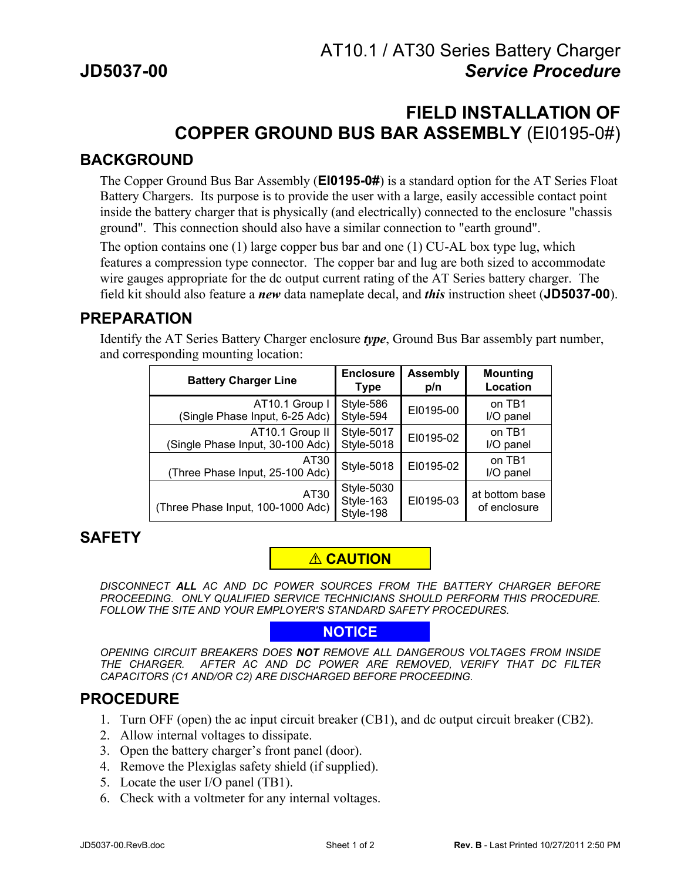**JD5037-00**

AT10.1 / AT30 Series Battery Charger
***Service Procedure***

# FIELD INSTALLATION OF COPPER GROUND BUS BAR ASSEMBLY (EI0195-0#)

## BACKGROUND

The Copper Ground Bus Bar Assembly (**EI0195-0#**) is a standard option for the AT Series Float Battery Chargers. Its purpose is to provide the user with a large, easily accessible contact point inside the battery charger that is physically (and electrically) connected to the enclosure "chassis ground". This connection should also have a similar connection to "earth ground".

The option contains one (1) large copper bus bar and one (1) CU-AL box type lug, which features a compression type connector. The copper bar and lug are both sized to accommodate wire gauges appropriate for the dc output current rating of the AT Series battery charger. The field kit should also feature a ***new*** data nameplate decal, and ***this*** instruction sheet (**JD5037-00**).

## PREPARATION

Identify the AT Series Battery Charger enclosure ***type***, Ground Bus Bar assembly part number, and corresponding mounting location:

| Battery Charger Line | Enclosure Type | Assembly p/n | Mounting Location |
|---|---|---|---|
| AT10.1 Group I (Single Phase Input, 6-25 Adc) | Style-586 Style-594 | EI0195-00 | on TB1 I/O panel |
| AT10.1 Group II (Single Phase Input, 30-100 Adc) | Style-5017 Style-5018 | EI0195-02 | on TB1 I/O panel |
| AT30 (Three Phase Input, 25-100 Adc) | Style-5018 | EI0195-02 | on TB1 I/O panel |
| AT30 (Three Phase Input, 100-1000 Adc) | Style-5030 Style-163 Style-198 | EI0195-03 | at bottom base of enclosure |

## SAFETY

**⚠ CAUTION**

*DISCONNECT **ALL** AC AND DC POWER SOURCES FROM THE BATTERY CHARGER BEFORE PROCEEDING. ONLY QUALIFIED SERVICE TECHNICIANS SHOULD PERFORM THIS PROCEDURE. FOLLOW THE SITE AND YOUR EMPLOYER'S STANDARD SAFETY PROCEDURES.*

**NOTICE**

*OPENING CIRCUIT BREAKERS DOES **NOT** REMOVE ALL DANGEROUS VOLTAGES FROM INSIDE THE CHARGER. AFTER AC AND DC POWER ARE REMOVED, VERIFY THAT DC FILTER CAPACITORS (C1 AND/OR C2) ARE DISCHARGED BEFORE PROCEEDING.*

## PROCEDURE

1. Turn OFF (open) the ac input circuit breaker (CB1), and dc output circuit breaker (CB2).
2. Allow internal voltages to dissipate.
3. Open the battery charger's front panel (door).
4. Remove the Plexiglas safety shield (if supplied).
5. Locate the user I/O panel (TB1).
6. Check with a voltmeter for any internal voltages.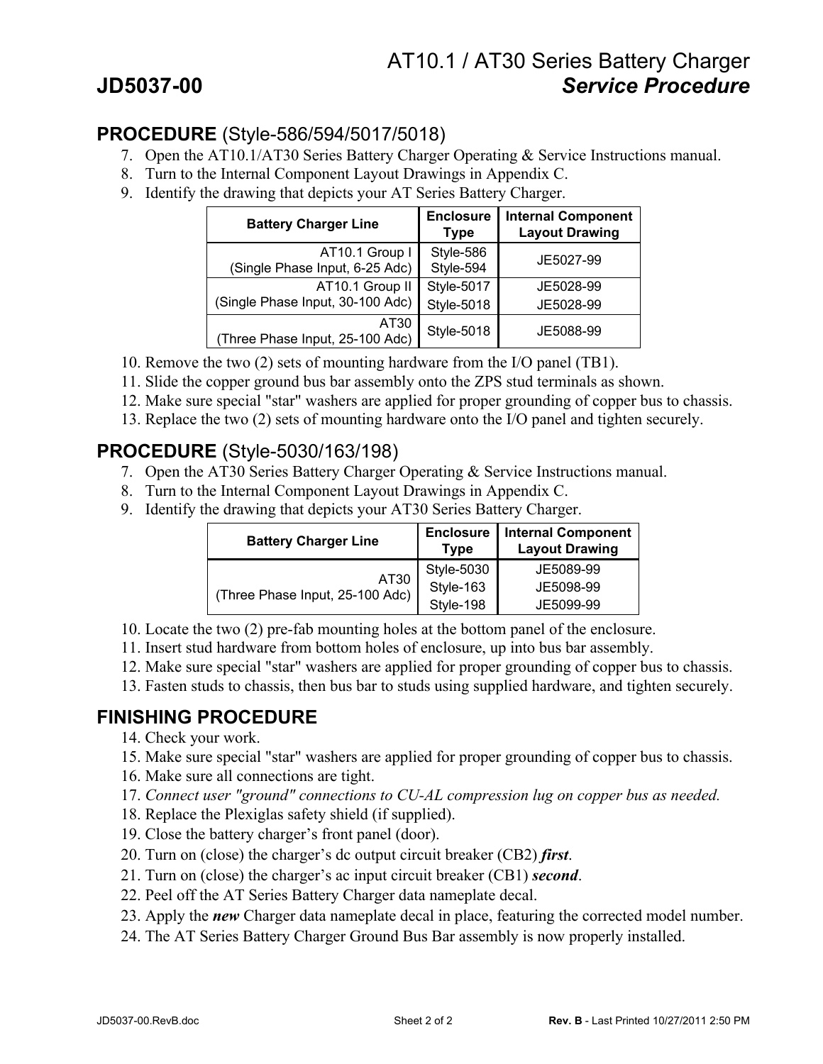# AT10.1 / AT30 Series Battery Charger

# JD5037-00 *Service Procedure*

## **PROCEDURE** (Style-586/594/5017/5018)

7. Open the AT10.1/AT30 Series Battery Charger Operating & Service Instructions manual.
8. Turn to the Internal Component Layout Drawings in Appendix C.
9. Identify the drawing that depicts your AT Series Battery Charger.

| Battery Charger Line | Enclosure Type | Internal Component Layout Drawing |
|---|---|---|
| AT10.1 Group I (Single Phase Input, 6-25 Adc) | Style-586 Style-594 | JE5027-99 |
| AT10.1 Group II (Single Phase Input, 30-100 Adc) | Style-5017 | JE5028-99 |
| | Style-5018 | JE5028-99 |
| AT30 (Three Phase Input, 25-100 Adc) | Style-5018 | JE5088-99 |

10. Remove the two (2) sets of mounting hardware from the I/O panel (TB1).
11. Slide the copper ground bus bar assembly onto the ZPS stud terminals as shown.
12. Make sure special "star" washers are applied for proper grounding of copper bus to chassis.
13. Replace the two (2) sets of mounting hardware onto the I/O panel and tighten securely.

## **PROCEDURE** (Style-5030/163/198)

7. Open the AT30 Series Battery Charger Operating & Service Instructions manual.
8. Turn to the Internal Component Layout Drawings in Appendix C.
9. Identify the drawing that depicts your AT30 Series Battery Charger.

| Battery Charger Line | Enclosure Type | Internal Component Layout Drawing |
|---|---|---|
| AT30 (Three Phase Input, 25-100 Adc) | Style-5030 | JE5089-99 |
| | Style-163 | JE5098-99 |
| | Style-198 | JE5099-99 |

10. Locate the two (2) pre-fab mounting holes at the bottom panel of the enclosure.
11. Insert stud hardware from bottom holes of enclosure, up into bus bar assembly.
12. Make sure special "star" washers are applied for proper grounding of copper bus to chassis.
13. Fasten studs to chassis, then bus bar to studs using supplied hardware, and tighten securely.

## FINISHING PROCEDURE

14. Check your work.
15. Make sure special "star" washers are applied for proper grounding of copper bus to chassis.
16. Make sure all connections are tight.
17. *Connect user "ground" connections to CU-AL compression lug on copper bus as needed.*
18. Replace the Plexiglas safety shield (if supplied).
19. Close the battery charger's front panel (door).
20. Turn on (close) the charger's dc output circuit breaker (CB2) ***first***.
21. Turn on (close) the charger's ac input circuit breaker (CB1) ***second***.
22. Peel off the AT Series Battery Charger data nameplate decal.
23. Apply the ***new*** Charger data nameplate decal in place, featuring the corrected model number.
24. The AT Series Battery Charger Ground Bus Bar assembly is now properly installed.